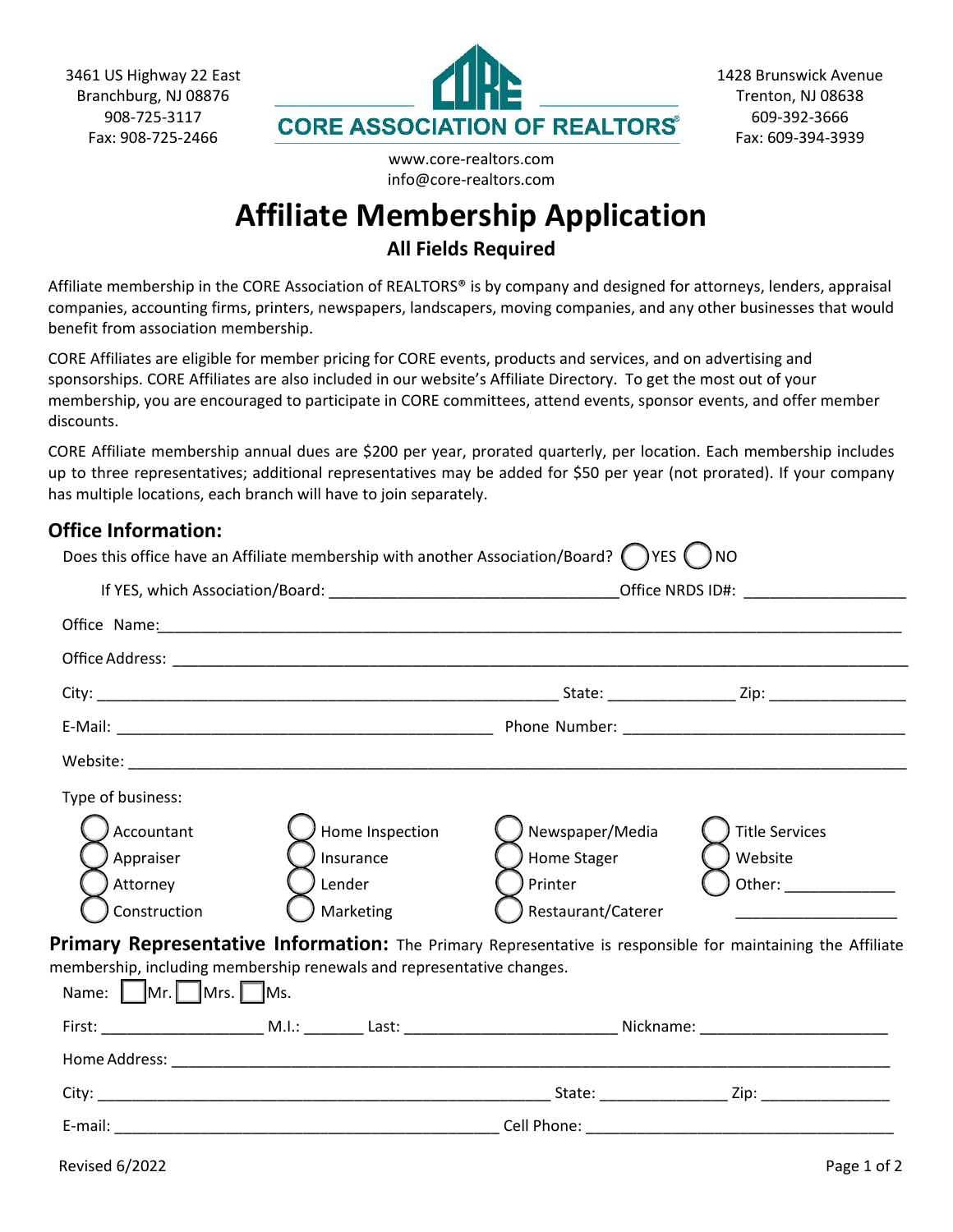3461 US Highway 22 East
Branchburg, NJ 08876
908-725-3117
Fax: 908-725-2466

**CORE ASSOCIATION OF REALTORS®**

1428 Brunswick Avenue
Trenton, NJ 08638
609-392-3666
Fax: 609-394-3939

www.core-realtors.com
info@core-realtors.com

# Affiliate Membership Application

### All Fields Required

Affiliate membership in the CORE Association of REALTORS® is by company and designed for attorneys, lenders, appraisal companies, accounting firms, printers, newspapers, landscapers, moving companies, and any other businesses that would benefit from association membership.

CORE Affiliates are eligible for member pricing for CORE events, products and services, and on advertising and sponsorships. CORE Affiliates are also included in our website's Affiliate Directory. To get the most out of your membership, you are encouraged to participate in CORE committees, attend events, sponsor events, and offer member discounts.

CORE Affiliate membership annual dues are $200 per year, prorated quarterly, per location. Each membership includes up to three representatives; additional representatives may be added for $50 per year (not prorated). If your company has multiple locations, each branch will have to join separately.

## Office Information:

Does this office have an Affiliate membership with another Association/Board? ◯ YES ◯ NO

If YES, which Association/Board: ________________________________ Office NRDS ID#: __________________

Office Name: ________________________________________________________________________________

Office Address: ______________________________________________________________________________

City: ___________________________________________________ State: ______________ Zip: _______________

E-Mail: ________________________________________ Phone Number: _______________________________

Website: _____________________________________________________________________________________

Type of business:

| | | | |
|---|---|---|---|
| ◯ Accountant | ◯ Home Inspection | ◯ Newspaper/Media | ◯ Title Services |
| ◯ Appraiser | ◯ Insurance | ◯ Home Stager | ◯ Website |
| ◯ Attorney | ◯ Lender | ◯ Printer | ◯ Other: ____________ |
| ◯ Construction | ◯ Marketing | ◯ Restaurant/Caterer | __________________ |

**Primary Representative Information:** The Primary Representative is responsible for maintaining the Affiliate membership, including membership renewals and representative changes.

Name: ☐ Mr. ☐ Mrs. ☐ Ms.

First: __________________ M.I.: _______ Last: _______________________ Nickname: _____________________

Home Address: ________________________________________________________________________________

City: __________________________________________________ State: ______________ Zip: ______________

E-mail: ________________________________________ Cell Phone: ___________________________________

Revised 6/2022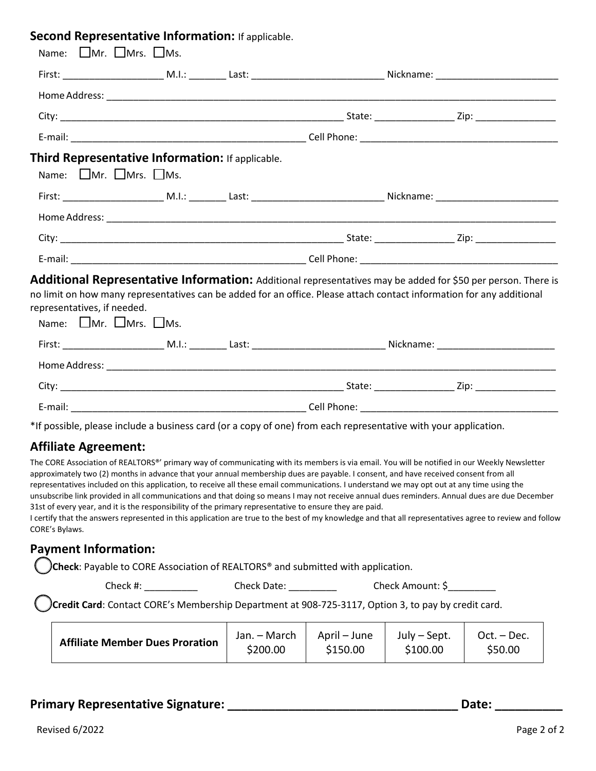## Second Representative Information: If applicable.

Name: ☐Mr. ☐Mrs. ☐Ms.

First: ___________________ M.I.: _______ Last: _________________________ Nickname: _______________________

Home Address: _______________________________________________________________________________________

City: _____________________________________________________ State: ______________ Zip: _______________

E-mail: ____________________________________________ Cell Phone: ____________________________________

## Third Representative Information: If applicable.

Name: ☐Mr. ☐Mrs. ☐Ms.

First: ___________________ M.I.: _______ Last: _________________________ Nickname: _______________________

Home Address: _______________________________________________________________________________________

City: _____________________________________________________ State: ______________ Zip: _______________

E-mail: ____________________________________________ Cell Phone: ____________________________________

## Additional Representative Information: Additional representatives may be added for $50 per person. There is no limit on how many representatives can be added for an office. Please attach contact information for any additional representatives, if needed.

Name: ☐Mr. ☐Mrs. ☐Ms.

First: ___________________ M.I.: _______ Last: _________________________ Nickname: ______________________

Home Address: _______________________________________________________________________________________

City: _____________________________________________________ State: ______________ Zip: _______________

E-mail: ____________________________________________ Cell Phone: ____________________________________

*If possible, please include a business card (or a copy of one) from each representative with your application.

## Affiliate Agreement:

The CORE Association of REALTORS®' primary way of communicating with its members is via email. You will be notified in our Weekly Newsletter approximately two (2) months in advance that your annual membership dues are payable. I consent, and have received consent from all representatives included on this application, to receive all these email communications. I understand we may opt out at any time using the unsubscribe link provided in all communications and that doing so means I may not receive annual dues reminders. Annual dues are due December 31st of every year, and it is the responsibility of the primary representative to ensure they are paid.

I certify that the answers represented in this application are true to the best of my knowledge and that all representatives agree to review and follow CORE's Bylaws.

## Payment Information:

◯ **Check**: Payable to CORE Association of REALTORS® and submitted with application.

Check #: __________ Check Date: _________ Check Amount: $_________

◯ **Credit Card**: Contact CORE's Membership Department at 908-725-3117, Option 3, to pay by credit card.

| | | | | |
|---|---|---|---|---|
| **Affiliate Member Dues Proration** | Jan. – March $200.00 | April – June $150.00 | July – Sept. $100.00 | Oct. – Dec. $50.00 |

**Primary Representative Signature: _________________________________ Date: __________**

Revised 6/2022